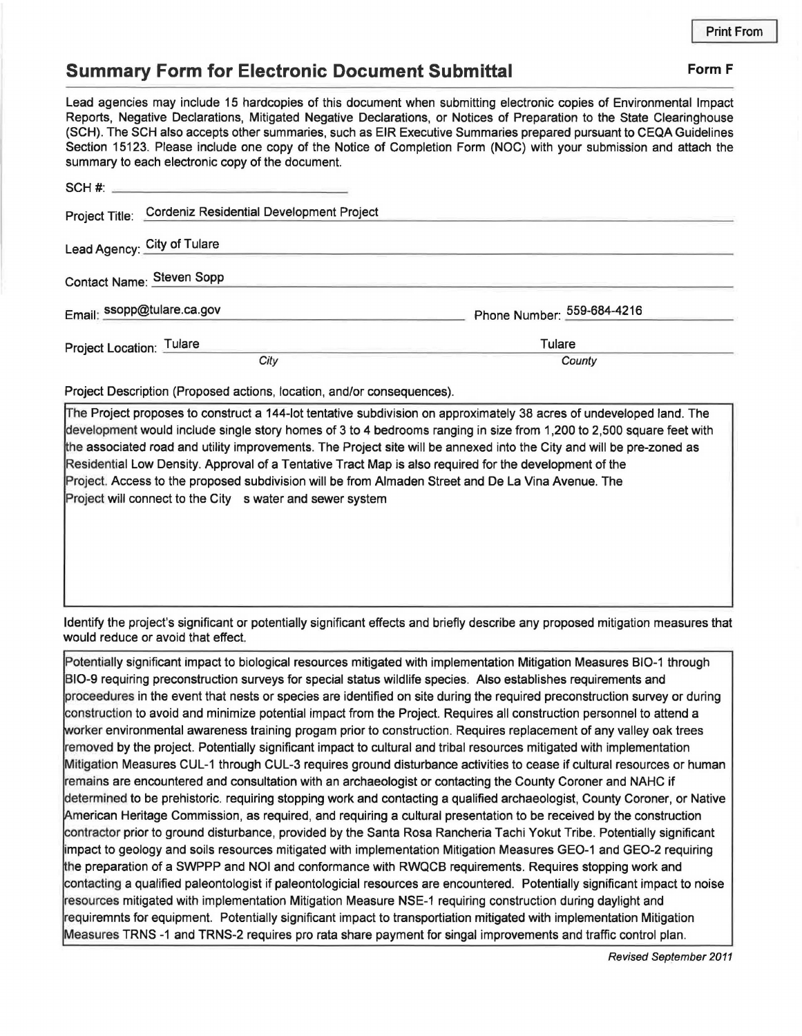Print From

## Summary Form for Electronic Document Submittal

**Form F**

Lead agencies may include 15 hardcopies of this document when submitting electronic copies of Environmental Impact Reports, Negative Declarations, Mitigated Negative Declarations, or Notices of Preparation to the State Clearinghouse (SCH). The SCH also accepts other summaries, such as EIR Executive Summaries prepared pursuant to CEQA Guidelines Section 15123. Please include one copy of the Notice of Completion Form (NOC) with your submission and attach the summary to each electronic copy of the document.

SCH #: ______________________

Project Title: Cordeniz Residential Development Project

Lead Agency: City of Tulare

Contact Name: Steven Sopp

Email: ssopp@tulare.ca.gov

Phone Number: 559-684-4216

Project Location: Tulare (*City*), Tulare (*County*)

Project Description (Proposed actions, location, and/or consequences).

The Project proposes to construct a 144-lot tentative subdivision on approximately 38 acres of undeveloped land. The development would include single story homes of 3 to 4 bedrooms ranging in size from 1,200 to 2,500 square feet with the associated road and utility improvements. The Project site will be annexed into the City and will be pre-zoned as Residential Low Density. Approval of a Tentative Tract Map is also required for the development of the Project. Access to the proposed subdivision will be from Almaden Street and De La Vina Avenue. The Project will connect to the City s water and sewer system

Identify the project's significant or potentially significant effects and briefly describe any proposed mitigation measures that would reduce or avoid that effect.

Potentially significant impact to biological resources mitigated with implementation Mitigation Measures BIO-1 through BIO-9 requiring preconstruction surveys for special status wildlife species. Also establishes requirements and proceedures in the event that nests or species are identified on site during the required preconstruction survey or during construction to avoid and minimize potential impact from the Project. Requires all construction personnel to attend a worker environmental awareness training progam prior to construction. Requires replacement of any valley oak trees removed by the project. Potentially significant impact to cultural and tribal resources mitigated with implementation Mitigation Measures CUL-1 through CUL-3 requires ground disturbance activities to cease if cultural resources or human remains are encountered and consultation with an archaeologist or contacting the County Coroner and NAHC if determined to be prehistoric. requiring stopping work and contacting a qualified archaeologist, County Coroner, or Native American Heritage Commission, as required, and requiring a cultural presentation to be received by the construction contractor prior to ground disturbance, provided by the Santa Rosa Rancheria Tachi Yokut Tribe. Potentially significant impact to geology and soils resources mitigated with implementation Mitigation Measures GEO-1 and GEO-2 requiring the preparation of a SWPPP and NOI and conformance with RWQCB requirements. Requires stopping work and contacting a qualified paleontologist if paleontologicial resources are encountered. Potentially significant impact to noise resources mitigated with implementation Mitigation Measure NSE-1 requiring construction during daylight and requiremnts for equipment. Potentially significant impact to transportiation mitigated with implementation Mitigation Measures TRNS -1 and TRNS-2 requires pro rata share payment for singal improvements and traffic control plan.

*Revised September 2011*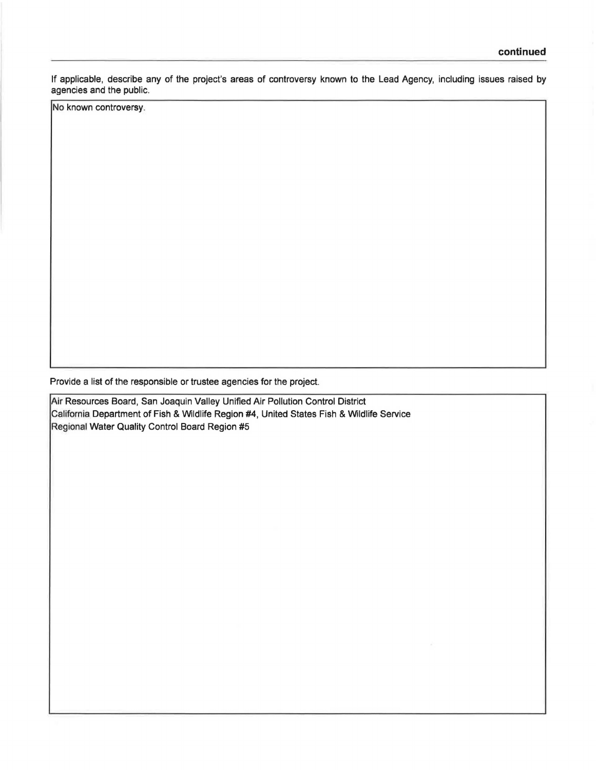**continued**

If applicable, describe any of the project's areas of controversy known to the Lead Agency, including issues raised by agencies and the public.

No known controversy.

Provide a list of the responsible or trustee agencies for the project.

Air Resources Board, San Joaquin Valley Unified Air Pollution Control District
California Department of Fish & Wildlife Region #4, United States Fish & Wildlife Service
Regional Water Quality Control Board Region #5